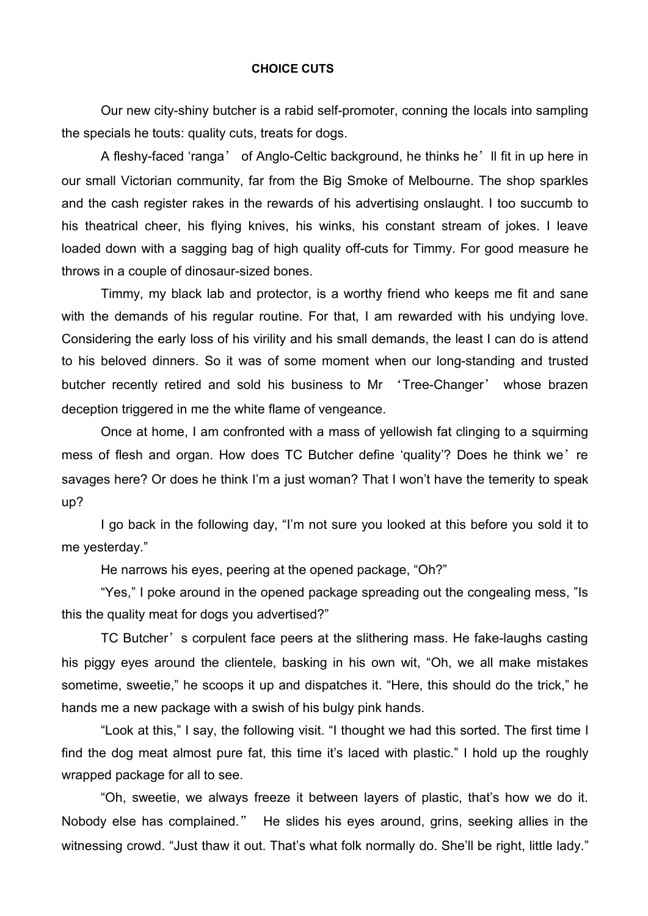# CHOICE CUTS

Our new city-shiny butcher is a rabid self-promoter, conning the locals into sampling the specials he touts: quality cuts, treats for dogs.

A fleshy-faced 'ranga' of Anglo-Celtic background, he thinks he'll fit in up here in our small Victorian community, far from the Big Smoke of Melbourne. The shop sparkles and the cash register rakes in the rewards of his advertising onslaught. I too succumb to his theatrical cheer, his flying knives, his winks, his constant stream of jokes. I leave loaded down with a sagging bag of high quality off-cuts for Timmy. For good measure he throws in a couple of dinosaur-sized bones.

Timmy, my black lab and protector, is a worthy friend who keeps me fit and sane with the demands of his regular routine. For that, I am rewarded with his undying love. Considering the early loss of his virility and his small demands, the least I can do is attend to his beloved dinners. So it was of some moment when our long-standing and trusted butcher recently retired and sold his business to Mr 'Tree-Changer' whose brazen deception triggered in me the white flame of vengeance.

Once at home, I am confronted with a mass of yellowish fat clinging to a squirming mess of flesh and organ. How does TC Butcher define 'quality'? Does he think we're savages here? Or does he think I'm a just woman? That I won't have the temerity to speak up?

I go back in the following day, "I'm not sure you looked at this before you sold it to me yesterday."

He narrows his eyes, peering at the opened package, "Oh?"

"Yes," I poke around in the opened package spreading out the congealing mess, "Is this the quality meat for dogs you advertised?"

TC Butcher's corpulent face peers at the slithering mass. He fake-laughs casting his piggy eyes around the clientele, basking in his own wit, "Oh, we all make mistakes sometime, sweetie," he scoops it up and dispatches it. "Here, this should do the trick," he hands me a new package with a swish of his bulgy pink hands.

"Look at this," I say, the following visit. "I thought we had this sorted. The first time I find the dog meat almost pure fat, this time it's laced with plastic." I hold up the roughly wrapped package for all to see.

"Oh, sweetie, we always freeze it between layers of plastic, that's how we do it. Nobody else has complained." He slides his eyes around, grins, seeking allies in the witnessing crowd. "Just thaw it out. That's what folk normally do. She'll be right, little lady."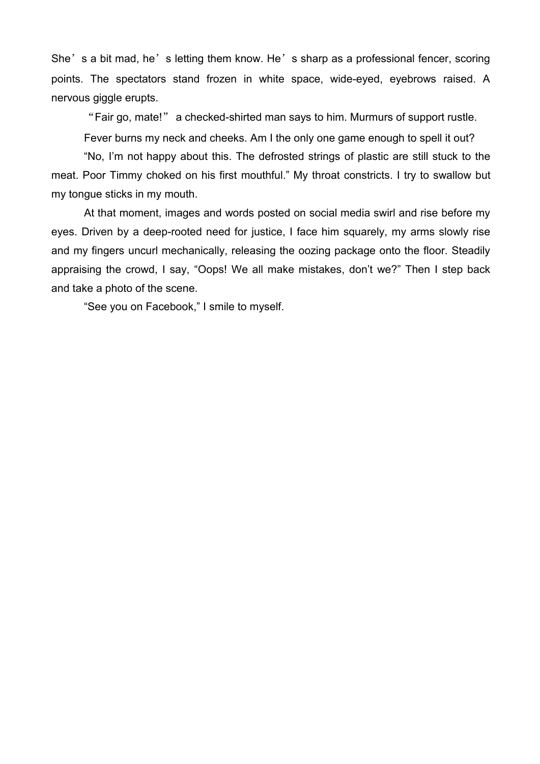She’s a bit mad, he’s letting them know. He’s sharp as a professional fencer, scoring points. The spectators stand frozen in white space, wide-eyed, eyebrows raised. A nervous giggle erupts.

“Fair go, mate!” a checked-shirted man says to him. Murmurs of support rustle.

Fever burns my neck and cheeks. Am I the only one game enough to spell it out?

“No, I’m not happy about this. The defrosted strings of plastic are still stuck to the meat. Poor Timmy choked on his first mouthful.” My throat constricts. I try to swallow but my tongue sticks in my mouth.

At that moment, images and words posted on social media swirl and rise before my eyes. Driven by a deep-rooted need for justice, I face him squarely, my arms slowly rise and my fingers uncurl mechanically, releasing the oozing package onto the floor. Steadily appraising the crowd, I say, “Oops! We all make mistakes, don’t we?” Then I step back and take a photo of the scene.

“See you on Facebook,” I smile to myself.